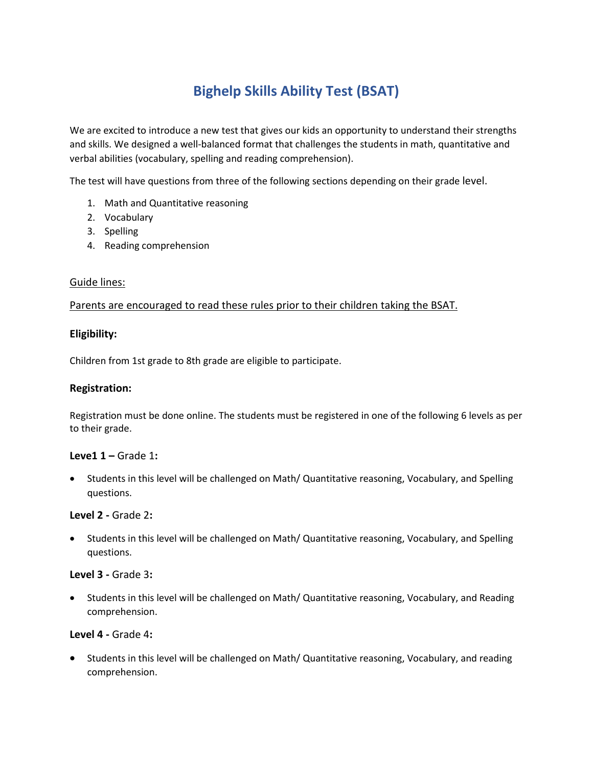# Bighelp Skills Ability Test (BSAT)

We are excited to introduce a new test that gives our kids an opportunity to understand their strengths and skills. We designed a well-balanced format that challenges the students in math, quantitative and verbal abilities (vocabulary, spelling and reading comprehension).

The test will have questions from three of the following sections depending on their grade level.

1. Math and Quantitative reasoning
2. Vocabulary
3. Spelling
4. Reading comprehension

<u>Guide lines:</u>

<u>Parents are encouraged to read these rules prior to their children taking the BSAT.</u>

**Eligibility:**

Children from 1st grade to 8th grade are eligible to participate.

**Registration:**

Registration must be done online. The students must be registered in one of the following 6 levels as per to their grade.

**Leve1 1 –** Grade 1**:**

- Students in this level will be challenged on Math/ Quantitative reasoning, Vocabulary, and Spelling questions.

**Level 2 -** Grade 2**:**

- Students in this level will be challenged on Math/ Quantitative reasoning, Vocabulary, and Spelling questions.

**Level 3 -** Grade 3**:**

- Students in this level will be challenged on Math/ Quantitative reasoning, Vocabulary, and Reading comprehension.

**Level 4 -** Grade 4**:**

- Students in this level will be challenged on Math/ Quantitative reasoning, Vocabulary, and reading comprehension.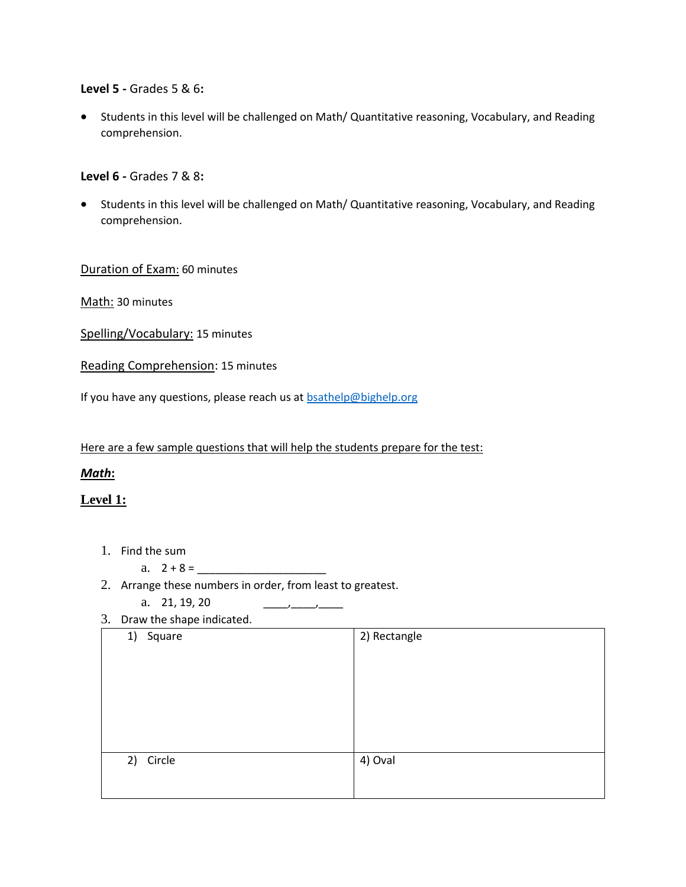**Level 5 -** Grades 5 & 6**:**

- Students in this level will be challenged on Math/ Quantitative reasoning, Vocabulary, and Reading comprehension.

**Level 6 -** Grades 7 & 8**:**

- Students in this level will be challenged on Math/ Quantitative reasoning, Vocabulary, and Reading comprehension.

Duration of Exam: 60 minutes

Math: 30 minutes

Spelling/Vocabulary: 15 minutes

Reading Comprehension: 15 minutes

If you have any questions, please reach us at [bsathelp@bighelp.org](mailto:bsathelp@bighelp.org)

Here are a few sample questions that will help the students prepare for the test:

***Math*:**

**Level 1:**

1. Find the sum
   a. 2 + 8 = ____________________
2. Arrange these numbers in order, from least to greatest.
   a. 21, 19, 20 ____,____,____
3. Draw the shape indicated.

| 1) Square | 2) Rectangle |
| --- | --- |
| 2) Circle | 4) Oval |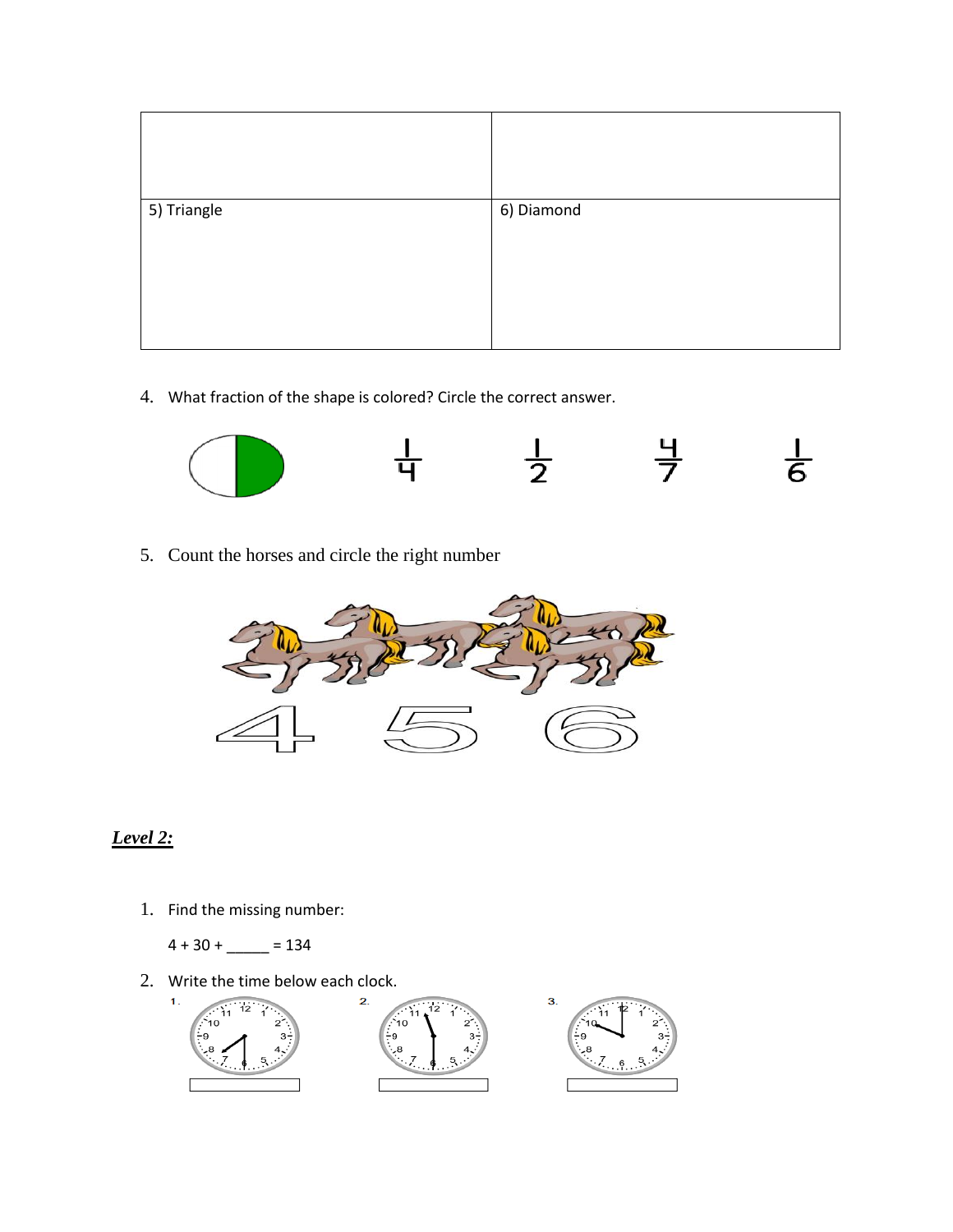| | |
|---|---|
| | |
| 5) Triangle | 6) Diamond |

4. What fraction of the shape is colored? Circle the correct answer.

$\frac{1}{4}$ $\frac{1}{2}$ $\frac{4}{7}$ $\frac{1}{6}$

5. Count the horses and circle the right number

4 5 6

## *Level 2:*

1. Find the missing number:

   4 + 30 + _____ = 134

2. Write the time below each clock.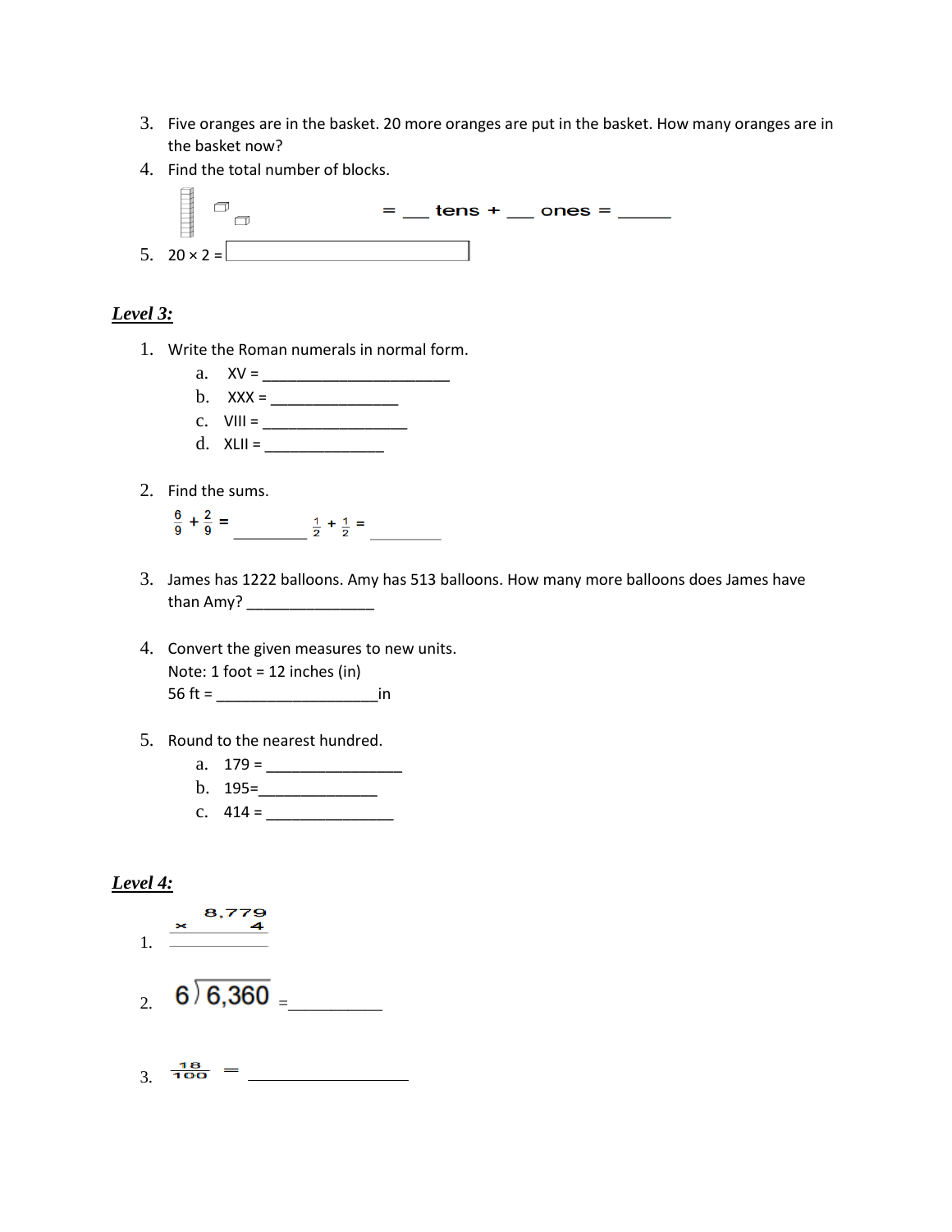3. Five oranges are in the basket. 20 more oranges are put in the basket. How many oranges are in the basket now?
4. Find the total number of blocks.

   = ___ tens + ___ ones = ______

5. 20 × 2 = 

## *Level 3:*

1. Write the Roman numerals in normal form.
   a. XV = ______________________
   b. XXX = _______________
   c. VIII = _________________
   d. XLII = ______________

2. Find the sums.

   $\frac{6}{9} + \frac{2}{9} =$ _________ $\frac{1}{2} + \frac{1}{2} =$ _________

3. James has 1222 balloons. Amy has 513 balloons. How many more balloons does James have than Amy? _______________

4. Convert the given measures to new units.
   Note: 1 foot = 12 inches (in)
   56 ft = ___________________in

5. Round to the nearest hundred.
   a. 179 = ________________
   b. 195=______________
   c. 414 = _______________

## *Level 4:*

1. $\begin{array}{r} 8{,}779 \\ \times \quad 4 \\ \hline \end{array}$

2. $6\overline{)6{,}360}$ =__________

3. $\frac{18}{100}$ = ___________________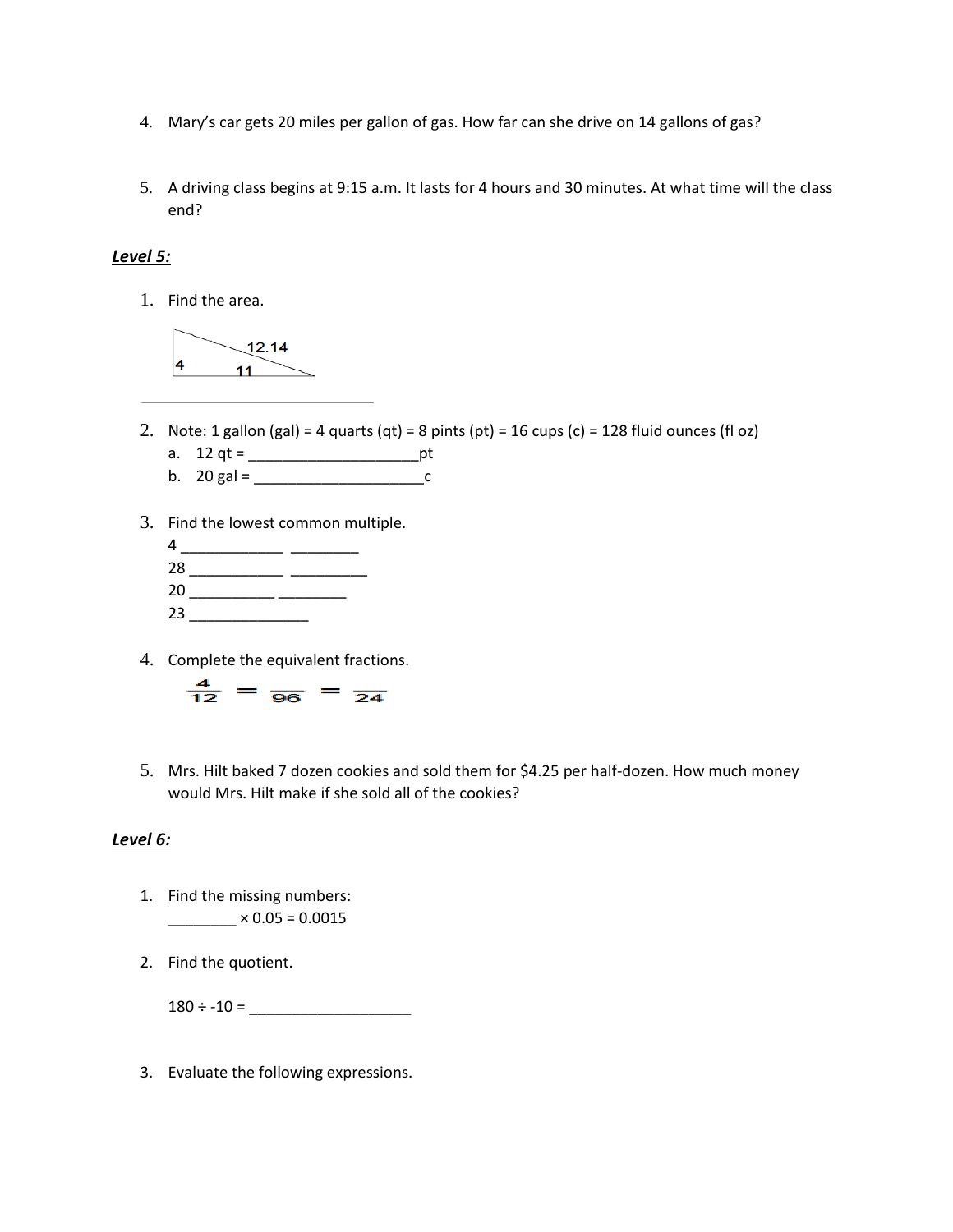4. Mary's car gets 20 miles per gallon of gas. How far can she drive on 14 gallons of gas?

5. A driving class begins at 9:15 a.m. It lasts for 4 hours and 30 minutes. At what time will the class end?

***Level 5:***

1. Find the area.

   4 &nbsp;&nbsp; 12.14 &nbsp;&nbsp; 11

   ______________________________

2. Note: 1 gallon (gal) = 4 quarts (qt) = 8 pints (pt) = 16 cups (c) = 128 fluid ounces (fl oz)
   a. 12 qt = ____________________pt
   b. 20 gal = ____________________c

3. Find the lowest common multiple.
   4 ____________ ________
   28 ___________ _________
   20 __________ ________
   23 ______________

4. Complete the equivalent fractions.

   $\frac{4}{12} = \frac{\quad}{96} = \frac{\quad}{24}$

5. Mrs. Hilt baked 7 dozen cookies and sold them for $4.25 per half-dozen. How much money would Mrs. Hilt make if she sold all of the cookies?

***Level 6:***

1. Find the missing numbers:
   ________ × 0.05 = 0.0015

2. Find the quotient.

   180 ÷ -10 = ___________________

3. Evaluate the following expressions.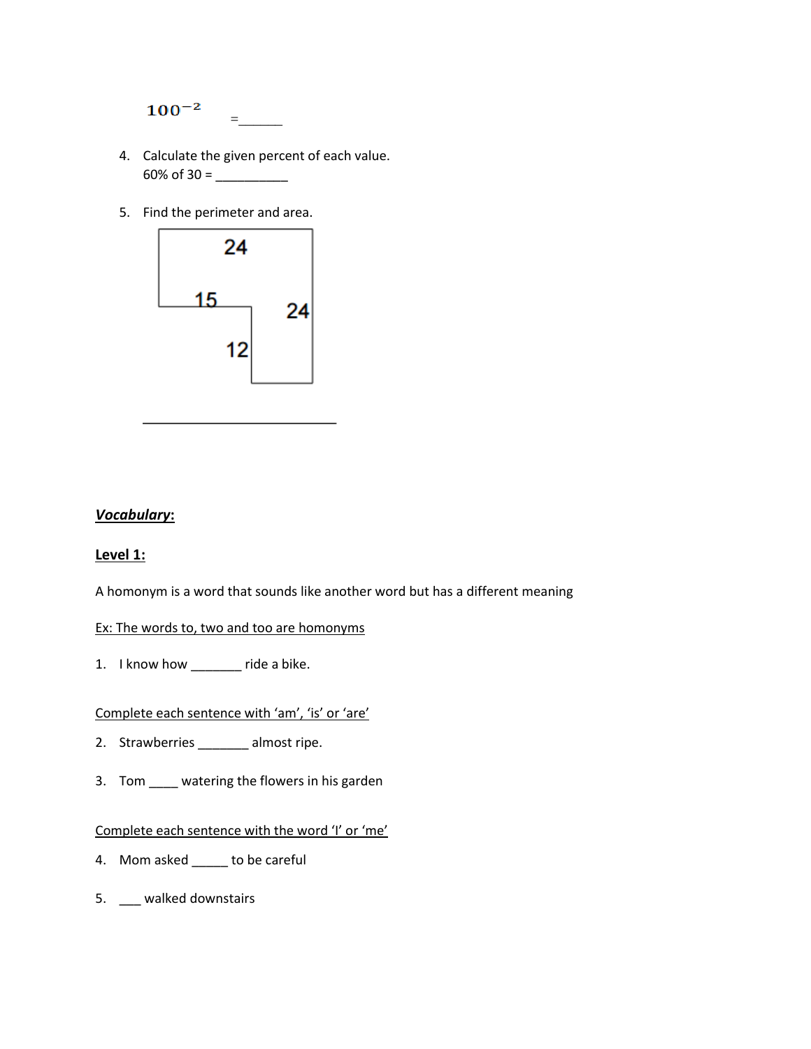$100^{-2}$ =______

4. Calculate the given percent of each value.
   60% of 30 = __________

5. Find the perimeter and area.

   24

   15

   24

   12

   ___________________________

***Vocabulary*:**

**Level 1:**

A homonym is a word that sounds like another word but has a different meaning

Ex: The words to, two and too are homonyms

1. I know how _______ ride a bike.

Complete each sentence with 'am', 'is' or 'are'

2. Strawberries _______ almost ripe.

3. Tom ____ watering the flowers in his garden

Complete each sentence with the word 'I' or 'me'

4. Mom asked _____ to be careful

5. ___ walked downstairs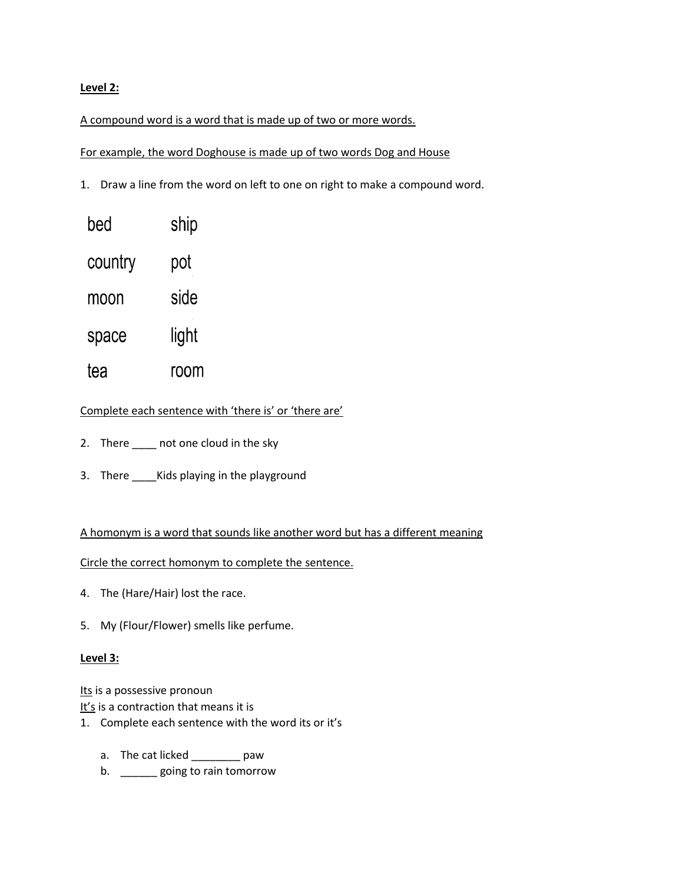**Level 2:**

A compound word is a word that is made up of two or more words.

For example, the word Doghouse is made up of two words Dog and House

1. Draw a line from the word on left to one on right to make a compound word.

| | |
|---|---|
| bed | ship |
| country | pot |
| moon | side |
| space | light |
| tea | room |

Complete each sentence with 'there is' or 'there are'

2. There ____ not one cloud in the sky

3. There ____Kids playing in the playground

A homonym is a word that sounds like another word but has a different meaning

Circle the correct homonym to complete the sentence.

4. The (Hare/Hair) lost the race.

5. My (Flour/Flower) smells like perfume.

**Level 3:**

Its is a possessive pronoun
It's is a contraction that means it is

1. Complete each sentence with the word its or it's

    a. The cat licked ________ paw
    b. ______ going to rain tomorrow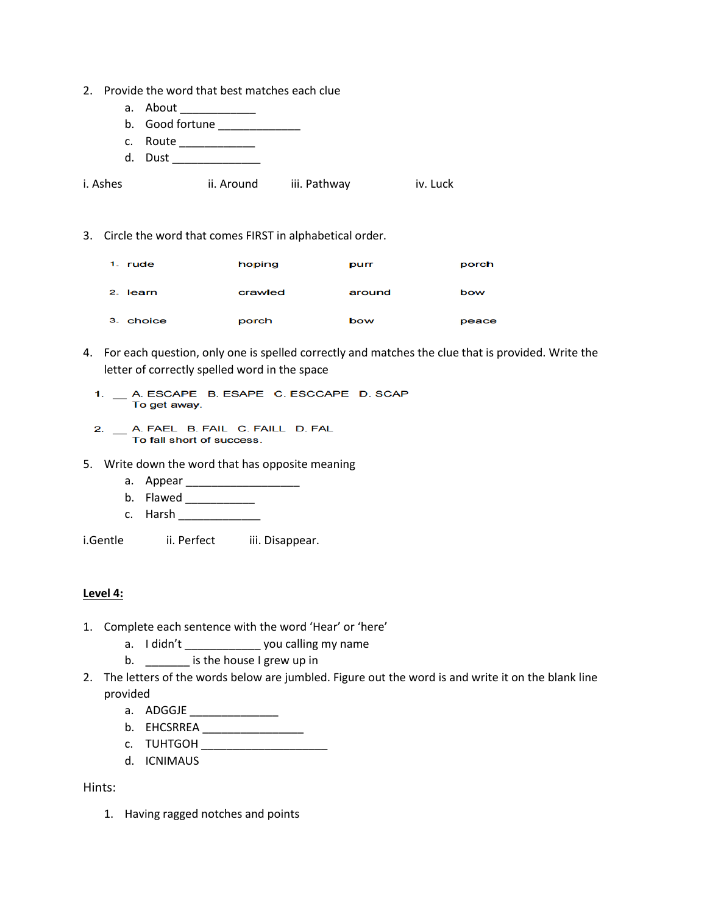2. Provide the word that best matches each clue
    a. About ____________
    b. Good fortune _____________
    c. Route ____________
    d. Dust ______________

i. Ashes ii. Around iii. Pathway iv. Luck

3. Circle the word that comes FIRST in alphabetical order.

| | | | |
|---|---|---|---|
| 1. rude | hoping | purr | porch |
| 2. learn | crawled | around | bow |
| 3. choice | porch | bow | peace |

4. For each question, only one is spelled correctly and matches the clue that is provided. Write the letter of correctly spelled word in the space

    1. __ A. ESCAPE B. ESAPE C. ESCCAPE D. SCAP
       To get away.

    2. __ A. FAEL B. FAIL C. FAILL D. FAL
       To fall short of success.

5. Write down the word that has opposite meaning
    a. Appear __________________
    b. Flawed ___________
    c. Harsh _____________

i.Gentle ii. Perfect iii. Disappear.

**Level 4:**

1. Complete each sentence with the word 'Hear' or 'here'
    a. I didn't ____________ you calling my name
    b. _______ is the house I grew up in
2. The letters of the words below are jumbled. Figure out the word is and write it on the blank line provided
    a. ADGGJE ______________
    b. EHCSRREA ________________
    c. TUHTGOH ____________________
    d. ICNIMAUS

Hints:

1. Having ragged notches and points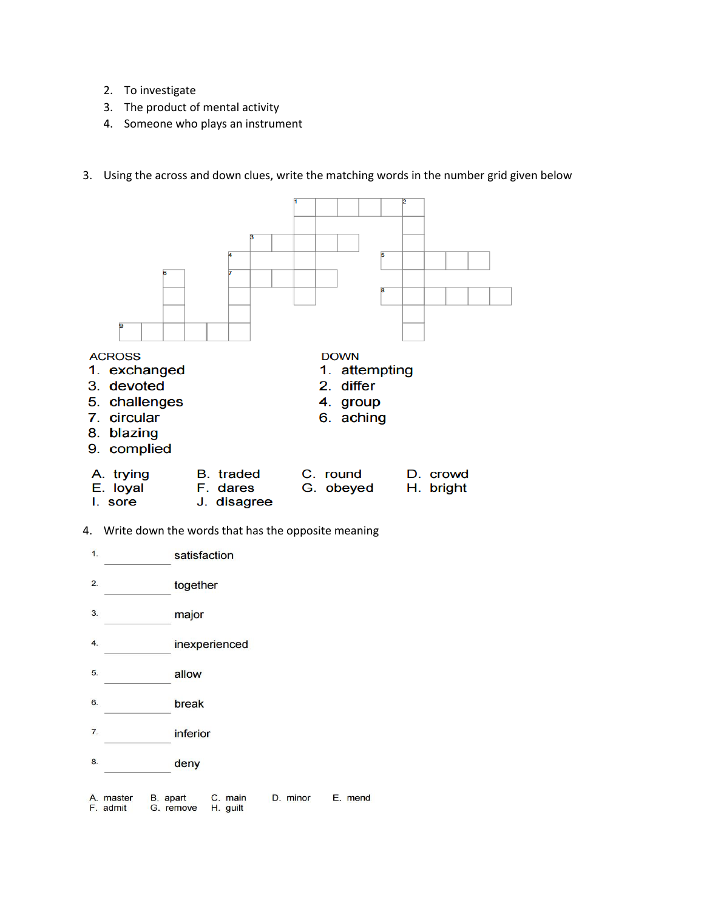2. To investigate
3. The product of mental activity
4. Someone who plays an instrument

3. Using the across and down clues, write the matching words in the number grid given below

ACROSS
1. exchanged
3. devoted
5. challenges
7. circular
8. blazing
9. complied

DOWN
1. attempting
2. differ
4. group
6. aching

| | | | |
|---|---|---|---|
| A. trying | B. traded | C. round | D. crowd |
| E. loyal | F. dares | G. obeyed | H. bright |
| I. sore | J. disagree | | |

4. Write down the words that has the opposite meaning

1. __________ satisfaction
2. __________ together
3. __________ major
4. __________ inexperienced
5. __________ allow
6. __________ break
7. __________ inferior
8. __________ deny

| | | | | |
|---|---|---|---|---|
| A. master | B. apart | C. main | D. minor | E. mend |
| F. admit | G. remove | H. guilt | | |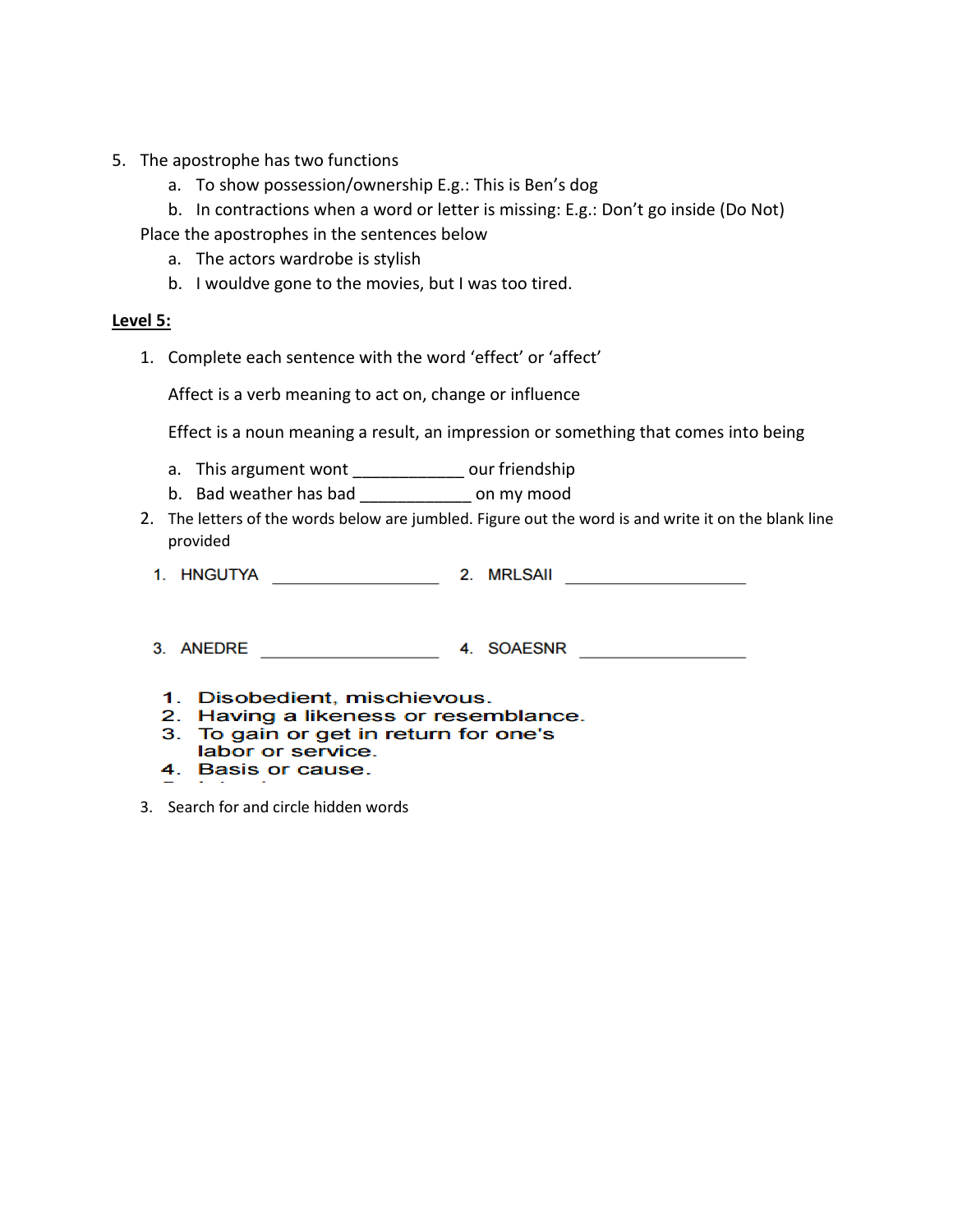5. The apostrophe has two functions
    a. To show possession/ownership E.g.: This is Ben's dog
    b. In contractions when a word or letter is missing: E.g.: Don't go inside (Do Not)

   Place the apostrophes in the sentences below
    a. The actors wardrobe is stylish
    b. I wouldve gone to the movies, but I was too tired.

**Level 5:**

1. Complete each sentence with the word 'effect' or 'affect'

   Affect is a verb meaning to act on, change or influence

   Effect is a noun meaning a result, an impression or something that comes into being

    a. This argument wont ____________ our friendship
    b. Bad weather has bad ____________ on my mood

2. The letters of the words below are jumbled. Figure out the word is and write it on the blank line provided

   1. HNGUTYA ____________________ 2. MRLSAII ____________________

   3. ANEDRE ____________________ 4. SOAESNR ____________________

   1. Disobedient, mischievous.
   2. Having a likeness or resemblance.
   3. To gain or get in return for one's labor or service.
   4. Basis or cause.

3. Search for and circle hidden words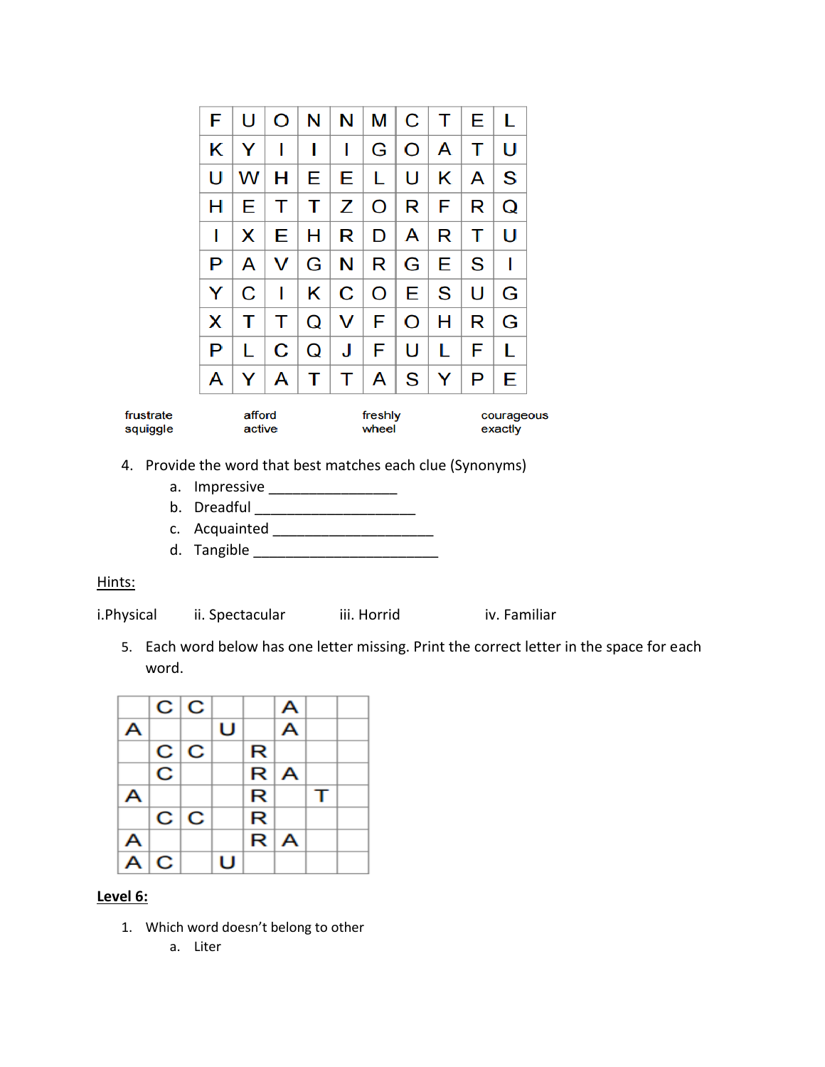| | | | | | | | | | |
|---|---|---|---|---|---|---|---|---|---|
| F | U | O | N | N | M | C | T | E | L |
| K | Y | I | I | I | G | O | A | T | U |
| U | W | H | E | E | L | U | K | A | S |
| H | E | T | T | Z | O | R | F | R | Q |
| I | X | E | H | R | D | A | R | T | U |
| P | A | V | G | N | R | G | E | S | I |
| Y | C | I | K | C | O | E | S | U | G |
| X | T | T | Q | V | F | O | H | R | G |
| P | L | C | Q | J | F | U | L | F | L |
| A | Y | A | T | T | A | S | Y | P | E |

frustrate
squiggle

afford
active

freshly
wheel

courageous
exactly

4. Provide the word that best matches each clue (Synonyms)
   a. Impressive ________________
   b. Dreadful ____________________
   c. Acquainted ____________________
   d. Tangible ________________________

Hints:

i.Physical ii. Spectacular iii. Horrid iv. Familiar

5. Each word below has one letter missing. Print the correct letter in the space for each word.

| | | | | | | | |
|---|---|---|---|---|---|---|---|
| | C | C | | | A | | |
| A | | | U | | A | | |
| | C | C | | R | | | |
| | C | | | R | A | | |
| A | | | | R | | T | |
| | C | C | | R | | | |
| A | | | | R | A | | |
| A | C | | U | | | | |

**Level 6:**

1. Which word doesn't belong to other
   a. Liter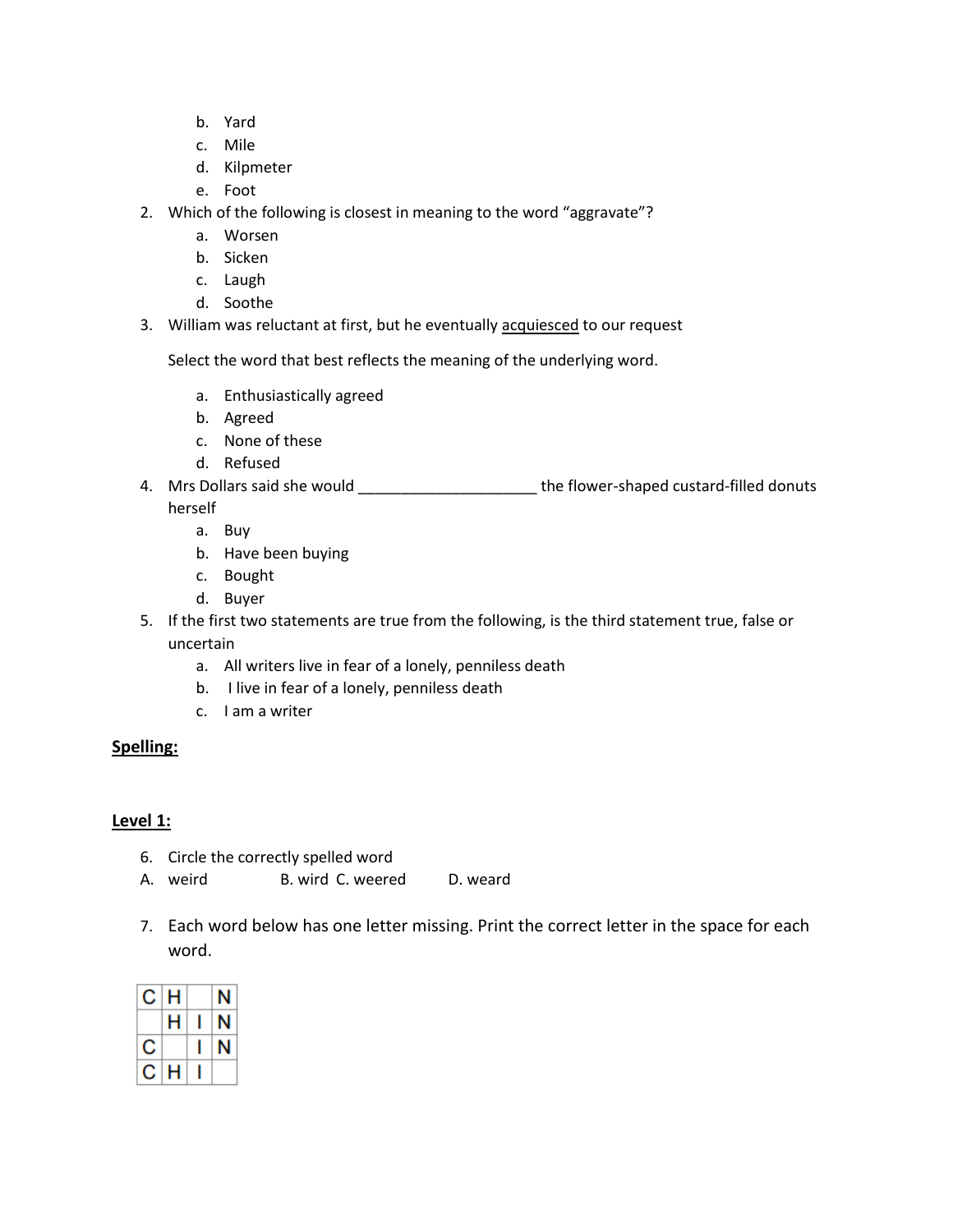b. Yard
   c. Mile
   d. Kilpmeter
   e. Foot

2. Which of the following is closest in meaning to the word "aggravate"?
   a. Worsen
   b. Sicken
   c. Laugh
   d. Soothe

3. William was reluctant at first, but he eventually acquiesced to our request

   Select the word that best reflects the meaning of the underlying word.

   a. Enthusiastically agreed
   b. Agreed
   c. None of these
   d. Refused

4. Mrs Dollars said she would ______________________ the flower-shaped custard-filled donuts herself
   a. Buy
   b. Have been buying
   c. Bought
   d. Buyer

5. If the first two statements are true from the following, is the third statement true, false or uncertain
   a. All writers live in fear of a lonely, penniless death
   b. I live in fear of a lonely, penniless death
   c. I am a writer

**Spelling:**

**Level 1:**

6. Circle the correctly spelled word

A. weird B. wird C. weered D. weard

7. Each word below has one letter missing. Print the correct letter in the space for each word.

| C | H |  | N |
|---|---|---|---|
|  | H | I | N |
| C |  | I | N |
| C | H | I |  |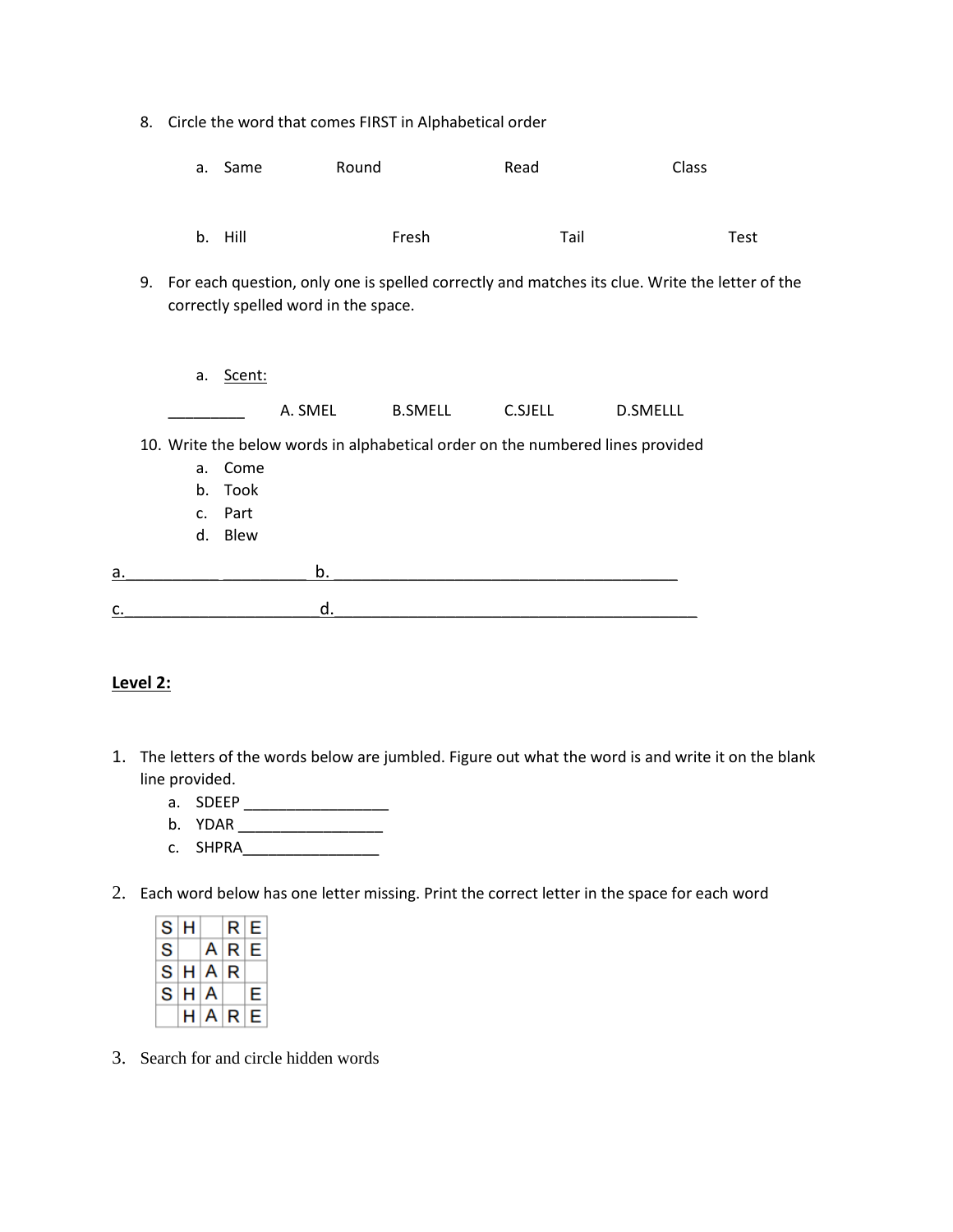8. Circle the word that comes FIRST in Alphabetical order

   a. Same Round Read Class

   b. Hill Fresh Tail Test

9. For each question, only one is spelled correctly and matches its clue. Write the letter of the correctly spelled word in the space.

   a. <u>Scent:</u>

   _________ A. SMEL B.SMELL C.SJELL D.SMELLL

10. Write the below words in alphabetical order on the numbered lines provided
    a. Come
    b. Took
    c. Part
    d. Blew

a.__________ __________ b. ________________________________________

c.______________________d._________________________________________

**Level 2:**

1. The letters of the words below are jumbled. Figure out what the word is and write it on the blank line provided.
   a. SDEEP _________________
   b. YDAR _________________
   c. SHPRA________________

2. Each word below has one letter missing. Print the correct letter in the space for each word

| S | H |   | R | E |
|---|---|---|---|---|
| S |   | A | R | E |
| S | H | A | R |   |
| S | H | A |   | E |
|   | H | A | R | E |

3. Search for and circle hidden words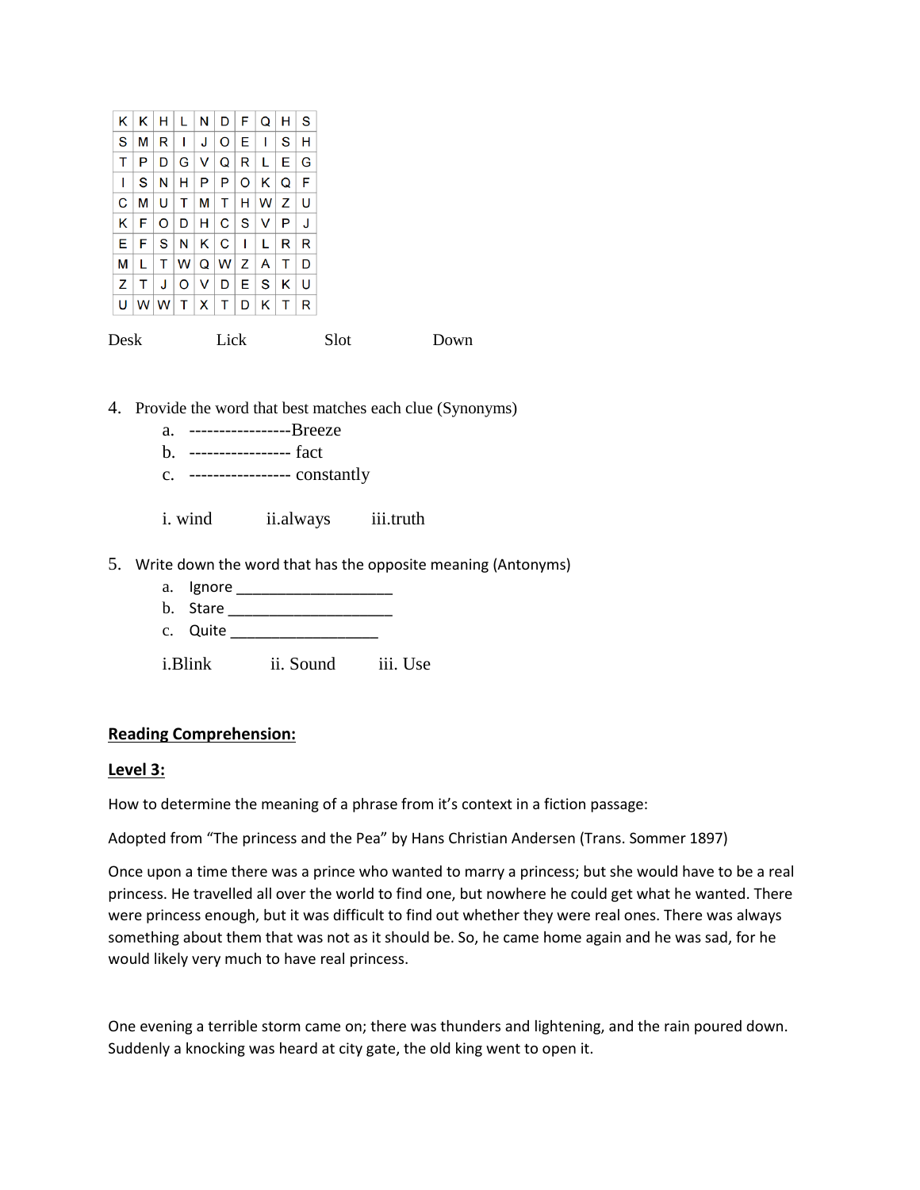| K | K | H | L | N | D | F | Q | H | S |
|---|---|---|---|---|---|---|---|---|---|
| S | M | R | I | J | O | E | I | S | H |
| T | P | D | G | V | Q | R | L | E | G |
| I | S | N | H | P | P | O | K | Q | F |
| C | M | U | T | M | T | H | W | Z | U |
| K | F | O | D | H | C | S | V | P | J |
| E | F | S | N | K | C | I | L | R | R |
| M | L | T | W | Q | W | Z | A | T | D |
| Z | T | J | O | V | D | E | S | K | U |
| U | W | W | T | X | T | D | K | T | R |

Desk Lick Slot Down

4. Provide the word that best matches each clue (Synonyms)
   a. -----------------Breeze
   b. ----------------- fact
   c. ----------------- constantly

   i. wind ii.always iii.truth

5. Write down the word that has the opposite meaning (Antonyms)
   a. Ignore ___________________
   b. Stare ____________________
   c. Quite __________________

   i.Blink ii. Sound iii. Use

**Reading Comprehension:**

**Level 3:**

How to determine the meaning of a phrase from it's context in a fiction passage:

Adopted from "The princess and the Pea" by Hans Christian Andersen (Trans. Sommer 1897)

Once upon a time there was a prince who wanted to marry a princess; but she would have to be a real princess. He travelled all over the world to find one, but nowhere he could get what he wanted. There were princess enough, but it was difficult to find out whether they were real ones. There was always something about them that was not as it should be. So, he came home again and he was sad, for he would likely very much to have real princess.

One evening a terrible storm came on; there was thunders and lightening, and the rain poured down. Suddenly a knocking was heard at city gate, the old king went to open it.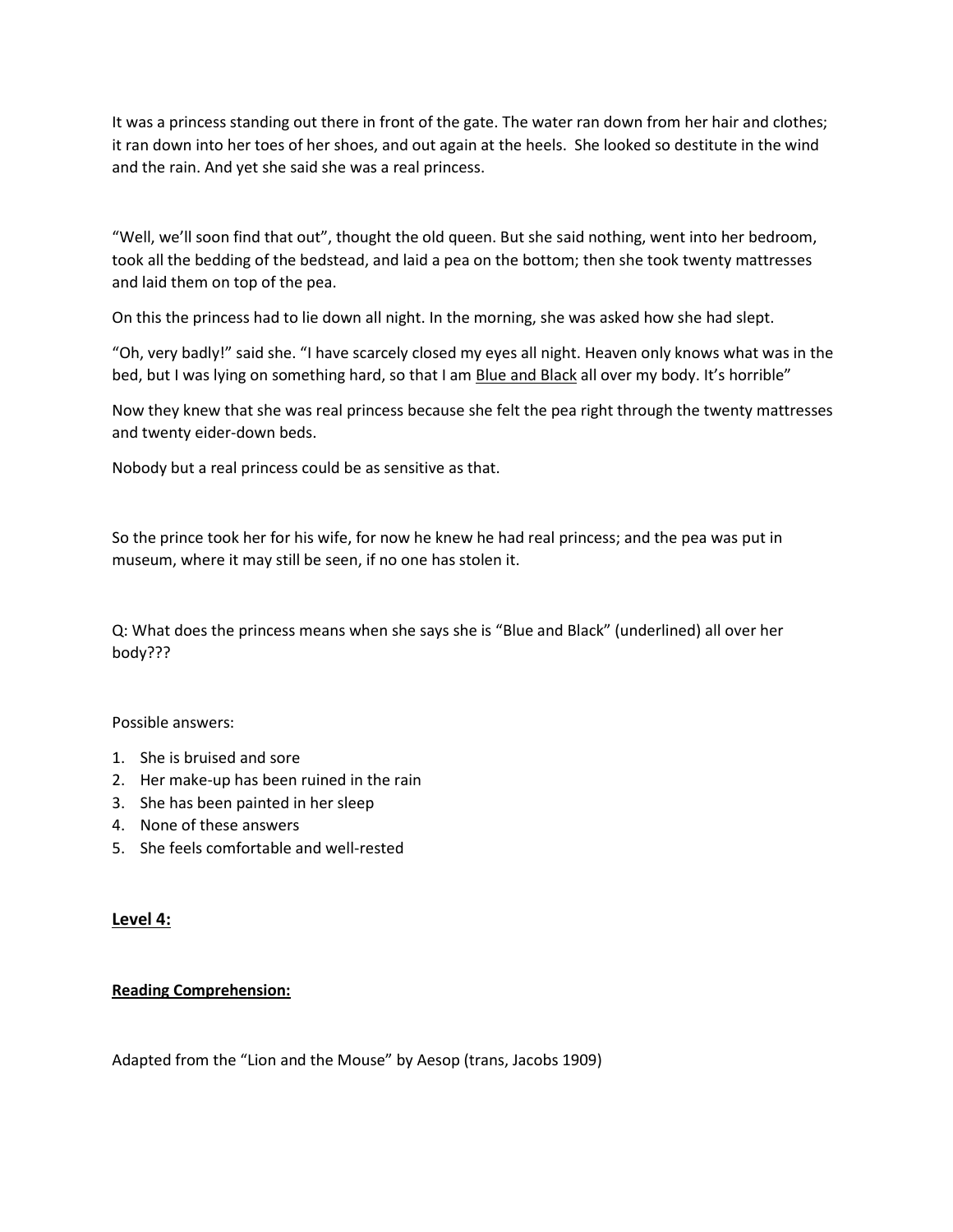It was a princess standing out there in front of the gate. The water ran down from her hair and clothes; it ran down into her toes of her shoes, and out again at the heels. She looked so destitute in the wind and the rain. And yet she said she was a real princess.

"Well, we'll soon find that out", thought the old queen. But she said nothing, went into her bedroom, took all the bedding of the bedstead, and laid a pea on the bottom; then she took twenty mattresses and laid them on top of the pea.

On this the princess had to lie down all night. In the morning, she was asked how she had slept.

"Oh, very badly!" said she. "I have scarcely closed my eyes all night. Heaven only knows what was in the bed, but I was lying on something hard, so that I am <u>Blue and Black</u> all over my body. It's horrible"

Now they knew that she was real princess because she felt the pea right through the twenty mattresses and twenty eider-down beds.

Nobody but a real princess could be as sensitive as that.

So the prince took her for his wife, for now he knew he had real princess; and the pea was put in museum, where it may still be seen, if no one has stolen it.

Q: What does the princess means when she says she is "Blue and Black" (underlined) all over her body???

Possible answers:

1. She is bruised and sore
2. Her make-up has been ruined in the rain
3. She has been painted in her sleep
4. None of these answers
5. She feels comfortable and well-rested

## <u>**Level 4:**</u>

### <u>**Reading Comprehension:**</u>

Adapted from the "Lion and the Mouse" by Aesop (trans, Jacobs 1909)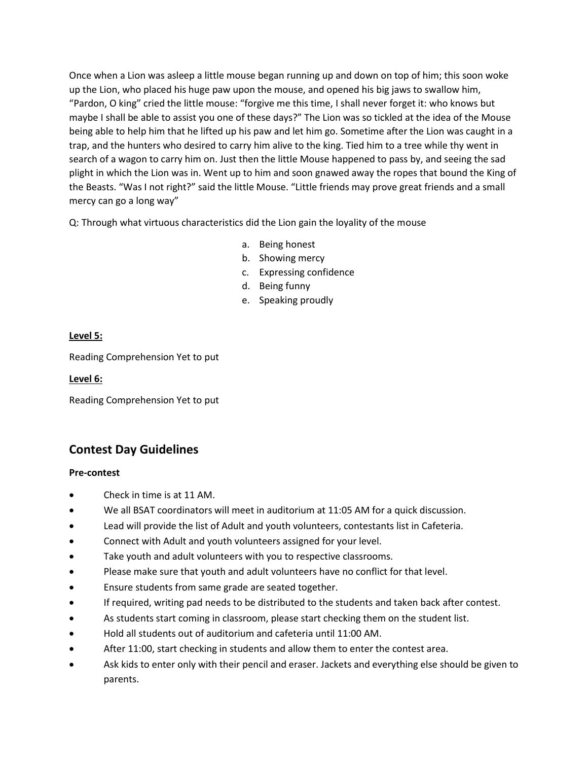Once when a Lion was asleep a little mouse began running up and down on top of him; this soon woke up the Lion, who placed his huge paw upon the mouse, and opened his big jaws to swallow him, "Pardon, O king" cried the little mouse: "forgive me this time, I shall never forget it: who knows but maybe I shall be able to assist you one of these days?" The Lion was so tickled at the idea of the Mouse being able to help him that he lifted up his paw and let him go. Sometime after the Lion was caught in a trap, and the hunters who desired to carry him alive to the king. Tied him to a tree while thy went in search of a wagon to carry him on. Just then the little Mouse happened to pass by, and seeing the sad plight in which the Lion was in. Went up to him and soon gnawed away the ropes that bound the King of the Beasts. "Was I not right?" said the little Mouse. "Little friends may prove great friends and a small mercy can go a long way"

Q: Through what virtuous characteristics did the Lion gain the loyality of the mouse

a. Being honest
b. Showing mercy
c. Expressing confidence
d. Being funny
e. Speaking proudly

**Level 5:**

Reading Comprehension Yet to put

**Level 6:**

Reading Comprehension Yet to put

## Contest Day Guidelines

**Pre-contest**

- Check in time is at 11 AM.
- We all BSAT coordinators will meet in auditorium at 11:05 AM for a quick discussion.
- Lead will provide the list of Adult and youth volunteers, contestants list in Cafeteria.
- Connect with Adult and youth volunteers assigned for your level.
- Take youth and adult volunteers with you to respective classrooms.
- Please make sure that youth and adult volunteers have no conflict for that level.
- Ensure students from same grade are seated together.
- If required, writing pad needs to be distributed to the students and taken back after contest.
- As students start coming in classroom, please start checking them on the student list.
- Hold all students out of auditorium and cafeteria until 11:00 AM.
- After 11:00, start checking in students and allow them to enter the contest area.
- Ask kids to enter only with their pencil and eraser. Jackets and everything else should be given to parents.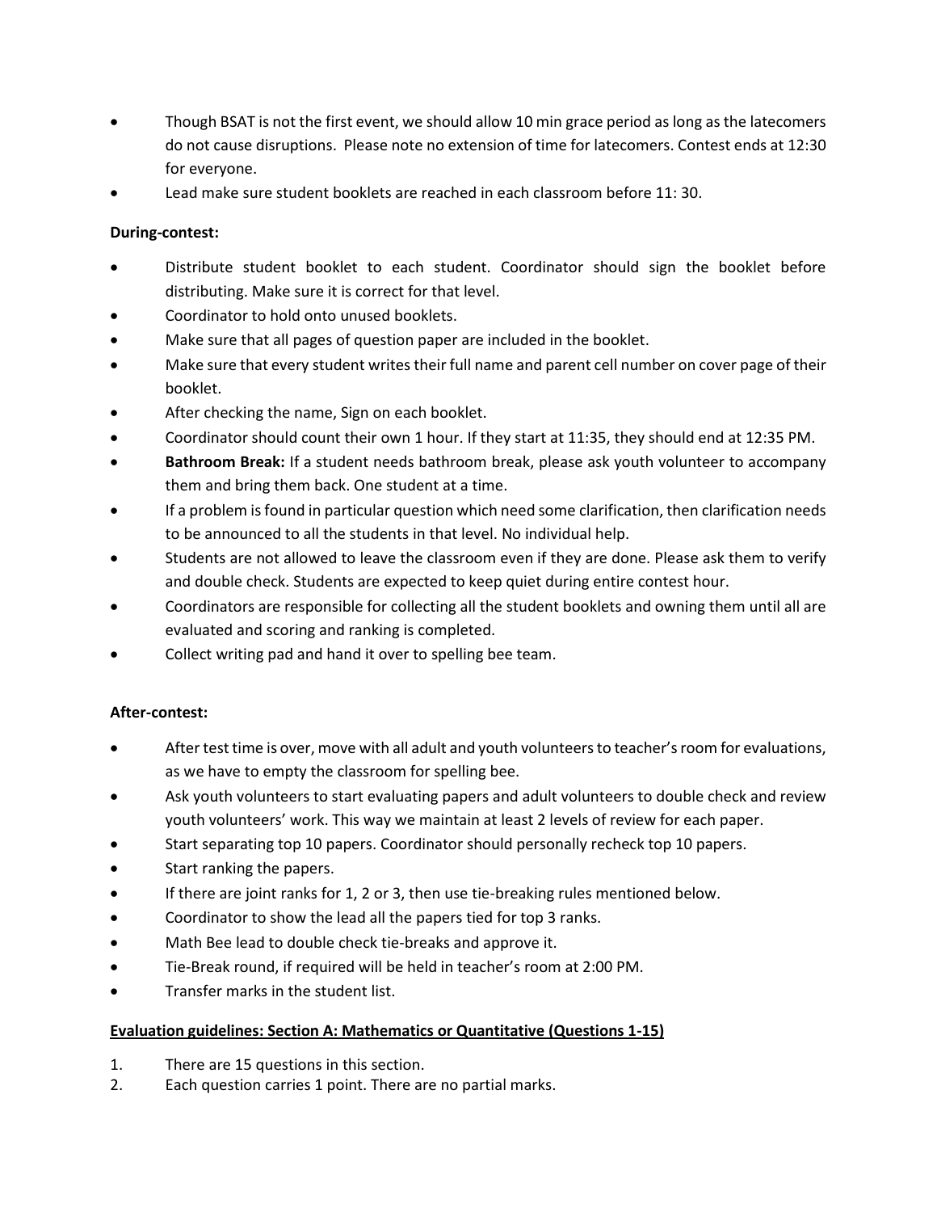- Though BSAT is not the first event, we should allow 10 min grace period as long as the latecomers do not cause disruptions. Please note no extension of time for latecomers. Contest ends at 12:30 for everyone.
- Lead make sure student booklets are reached in each classroom before 11: 30.

**During-contest:**

- Distribute student booklet to each student. Coordinator should sign the booklet before distributing. Make sure it is correct for that level.
- Coordinator to hold onto unused booklets.
- Make sure that all pages of question paper are included in the booklet.
- Make sure that every student writes their full name and parent cell number on cover page of their booklet.
- After checking the name, Sign on each booklet.
- Coordinator should count their own 1 hour. If they start at 11:35, they should end at 12:35 PM.
- **Bathroom Break:** If a student needs bathroom break, please ask youth volunteer to accompany them and bring them back. One student at a time.
- If a problem is found in particular question which need some clarification, then clarification needs to be announced to all the students in that level. No individual help.
- Students are not allowed to leave the classroom even if they are done. Please ask them to verify and double check. Students are expected to keep quiet during entire contest hour.
- Coordinators are responsible for collecting all the student booklets and owning them until all are evaluated and scoring and ranking is completed.
- Collect writing pad and hand it over to spelling bee team.

**After-contest:**

- After test time is over, move with all adult and youth volunteers to teacher's room for evaluations, as we have to empty the classroom for spelling bee.
- Ask youth volunteers to start evaluating papers and adult volunteers to double check and review youth volunteers' work. This way we maintain at least 2 levels of review for each paper.
- Start separating top 10 papers. Coordinator should personally recheck top 10 papers.
- Start ranking the papers.
- If there are joint ranks for 1, 2 or 3, then use tie-breaking rules mentioned below.
- Coordinator to show the lead all the papers tied for top 3 ranks.
- Math Bee lead to double check tie-breaks and approve it.
- Tie-Break round, if required will be held in teacher's room at 2:00 PM.
- Transfer marks in the student list.

**Evaluation guidelines: Section A: Mathematics or Quantitative (Questions 1-15)**

1. There are 15 questions in this section.
2. Each question carries 1 point. There are no partial marks.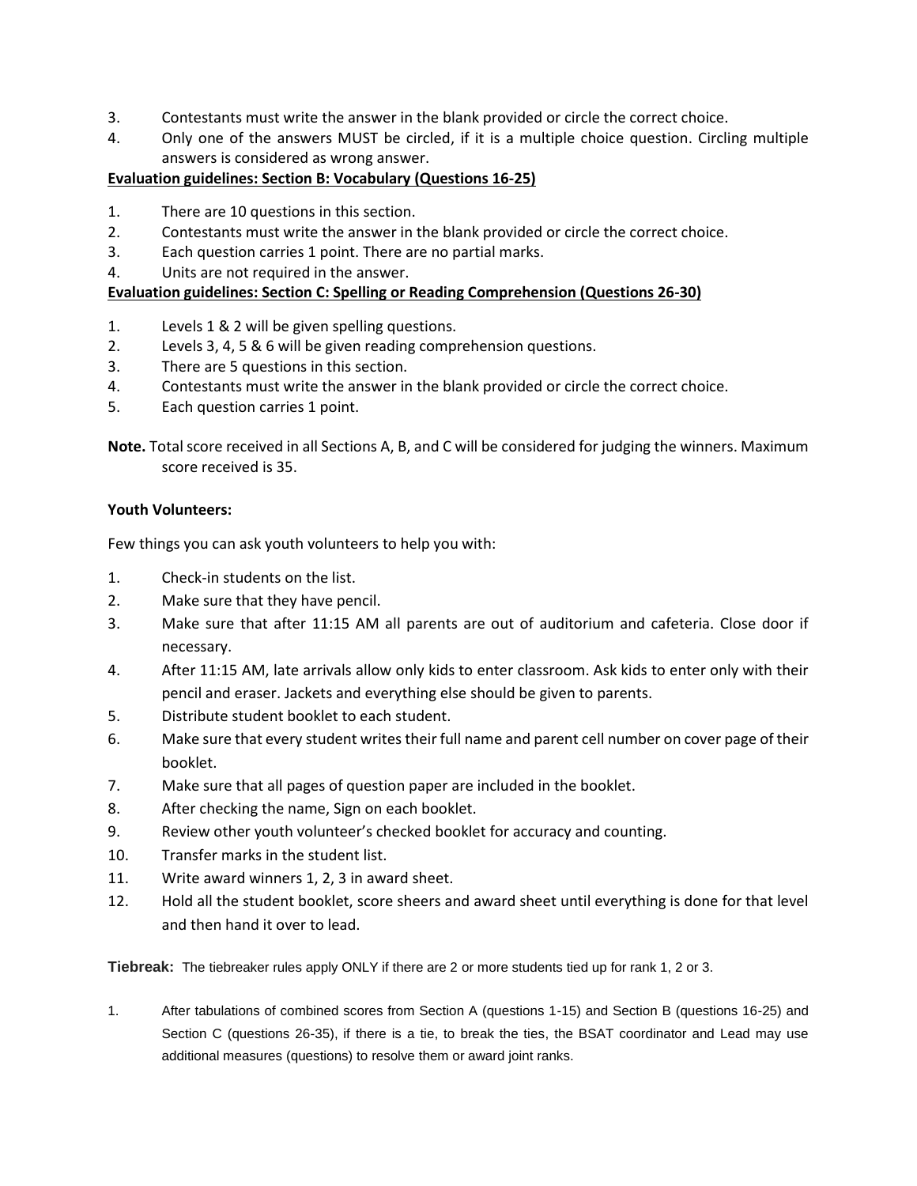3. Contestants must write the answer in the blank provided or circle the correct choice.
4. Only one of the answers MUST be circled, if it is a multiple choice question. Circling multiple answers is considered as wrong answer.

**Evaluation guidelines: Section B: Vocabulary (Questions 16-25)**

1. There are 10 questions in this section.
2. Contestants must write the answer in the blank provided or circle the correct choice.
3. Each question carries 1 point. There are no partial marks.
4. Units are not required in the answer.

**Evaluation guidelines: Section C: Spelling or Reading Comprehension (Questions 26-30)**

1. Levels 1 & 2 will be given spelling questions.
2. Levels 3, 4, 5 & 6 will be given reading comprehension questions.
3. There are 5 questions in this section.
4. Contestants must write the answer in the blank provided or circle the correct choice.
5. Each question carries 1 point.

**Note.** Total score received in all Sections A, B, and C will be considered for judging the winners. Maximum score received is 35.

**Youth Volunteers:**

Few things you can ask youth volunteers to help you with:

1. Check-in students on the list.
2. Make sure that they have pencil.
3. Make sure that after 11:15 AM all parents are out of auditorium and cafeteria. Close door if necessary.
4. After 11:15 AM, late arrivals allow only kids to enter classroom. Ask kids to enter only with their pencil and eraser. Jackets and everything else should be given to parents.
5. Distribute student booklet to each student.
6. Make sure that every student writes their full name and parent cell number on cover page of their booklet.
7. Make sure that all pages of question paper are included in the booklet.
8. After checking the name, Sign on each booklet.
9. Review other youth volunteer's checked booklet for accuracy and counting.
10. Transfer marks in the student list.
11. Write award winners 1, 2, 3 in award sheet.
12. Hold all the student booklet, score sheers and award sheet until everything is done for that level and then hand it over to lead.

**Tiebreak:** The tiebreaker rules apply ONLY if there are 2 or more students tied up for rank 1, 2 or 3.

1. After tabulations of combined scores from Section A (questions 1-15) and Section B (questions 16-25) and Section C (questions 26-35), if there is a tie, to break the ties, the BSAT coordinator and Lead may use additional measures (questions) to resolve them or award joint ranks.